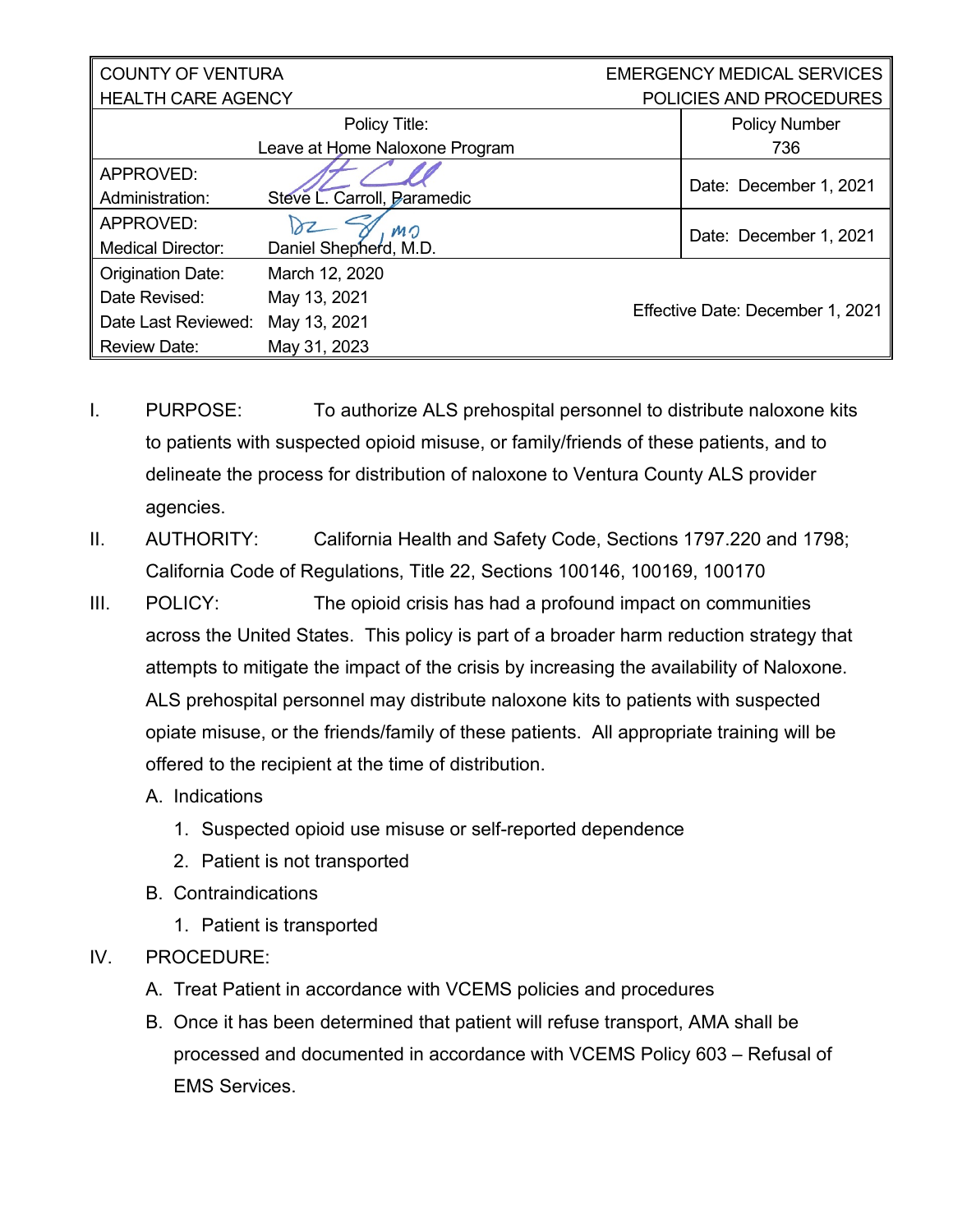| COUNTY OF VENTURA<br>HEALTH CARE AGENCY | | EMERGENCY MEDICAL SERVICES<br>POLICIES AND PROCEDURES |
|---|---|---|
| Policy Title:<br>Leave at Home Naloxone Program | | Policy Number<br>736 |
| APPROVED:<br>Administration: | Steve L. Carroll, Paramedic | Date: December 1, 2021 |
| APPROVED:<br>Medical Director: | Daniel Shepherd, M.D. | Date: December 1, 2021 |
| Origination Date:<br>Date Revised:<br>Date Last Reviewed:<br>Review Date: | March 12, 2020<br>May 13, 2021<br>May 13, 2021<br>May 31, 2023 | Effective Date: December 1, 2021 |

I. PURPOSE: To authorize ALS prehospital personnel to distribute naloxone kits to patients with suspected opioid misuse, or family/friends of these patients, and to delineate the process for distribution of naloxone to Ventura County ALS provider agencies.

II. AUTHORITY: California Health and Safety Code, Sections 1797.220 and 1798; California Code of Regulations, Title 22, Sections 100146, 100169, 100170

III. POLICY: The opioid crisis has had a profound impact on communities across the United States. This policy is part of a broader harm reduction strategy that attempts to mitigate the impact of the crisis by increasing the availability of Naloxone. ALS prehospital personnel may distribute naloxone kits to patients with suspected opiate misuse, or the friends/family of these patients. All appropriate training will be offered to the recipient at the time of distribution.

A. Indications
   1. Suspected opioid use misuse or self-reported dependence
   2. Patient is not transported

B. Contraindications
   1. Patient is transported

IV. PROCEDURE:

A. Treat Patient in accordance with VCEMS policies and procedures

B. Once it has been determined that patient will refuse transport, AMA shall be processed and documented in accordance with VCEMS Policy 603 – Refusal of EMS Services.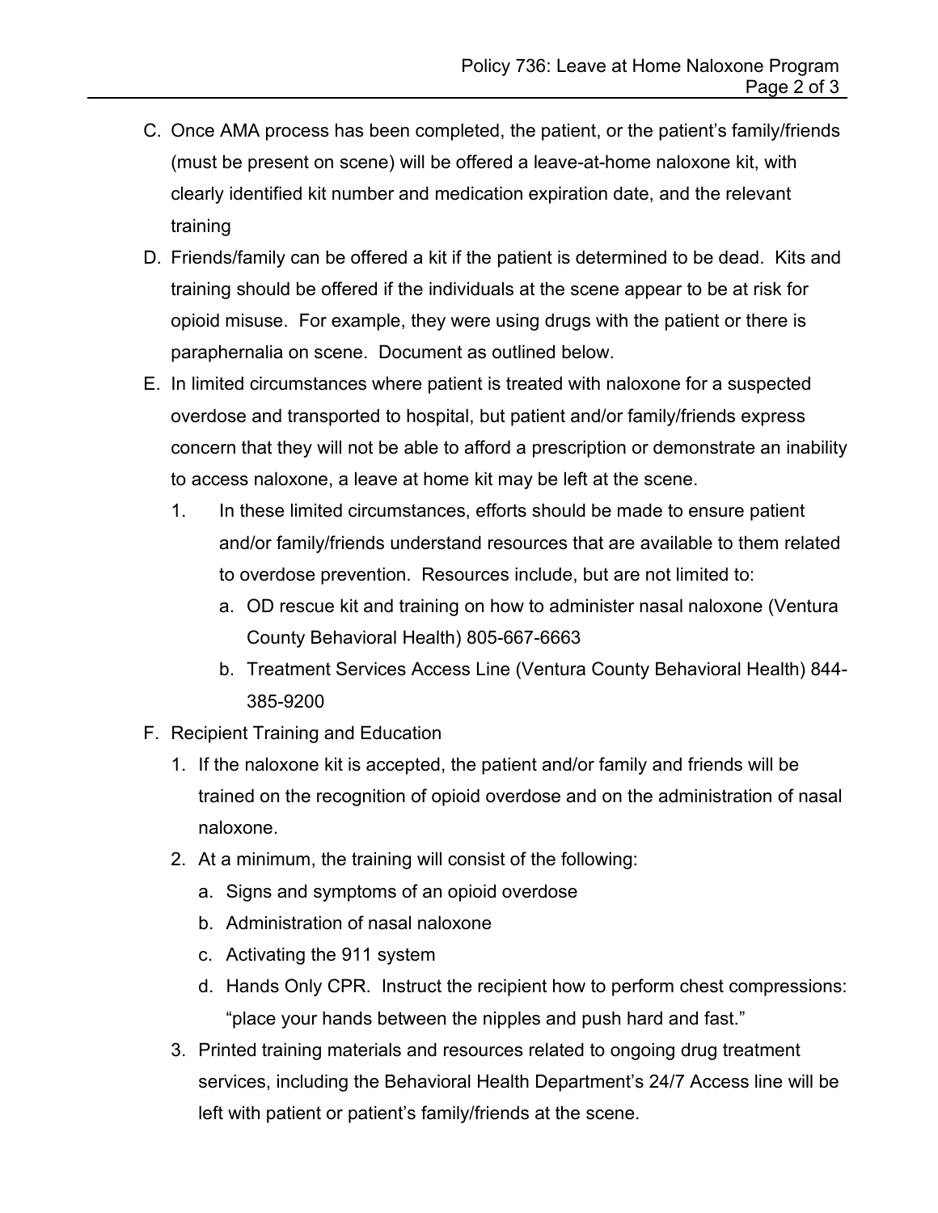C. Once AMA process has been completed, the patient, or the patient's family/friends (must be present on scene) will be offered a leave-at-home naloxone kit, with clearly identified kit number and medication expiration date, and the relevant training

D. Friends/family can be offered a kit if the patient is determined to be dead. Kits and training should be offered if the individuals at the scene appear to be at risk for opioid misuse. For example, they were using drugs with the patient or there is paraphernalia on scene. Document as outlined below.

E. In limited circumstances where patient is treated with naloxone for a suspected overdose and transported to hospital, but patient and/or family/friends express concern that they will not be able to afford a prescription or demonstrate an inability to access naloxone, a leave at home kit may be left at the scene.
   1. In these limited circumstances, efforts should be made to ensure patient and/or family/friends understand resources that are available to them related to overdose prevention. Resources include, but are not limited to:
      a. OD rescue kit and training on how to administer nasal naloxone (Ventura County Behavioral Health) 805-667-6663
      b. Treatment Services Access Line (Ventura County Behavioral Health) 844-385-9200

F. Recipient Training and Education
   1. If the naloxone kit is accepted, the patient and/or family and friends will be trained on the recognition of opioid overdose and on the administration of nasal naloxone.
   2. At a minimum, the training will consist of the following:
      a. Signs and symptoms of an opioid overdose
      b. Administration of nasal naloxone
      c. Activating the 911 system
      d. Hands Only CPR. Instruct the recipient how to perform chest compressions: "place your hands between the nipples and push hard and fast."
   3. Printed training materials and resources related to ongoing drug treatment services, including the Behavioral Health Department's 24/7 Access line will be left with patient or patient's family/friends at the scene.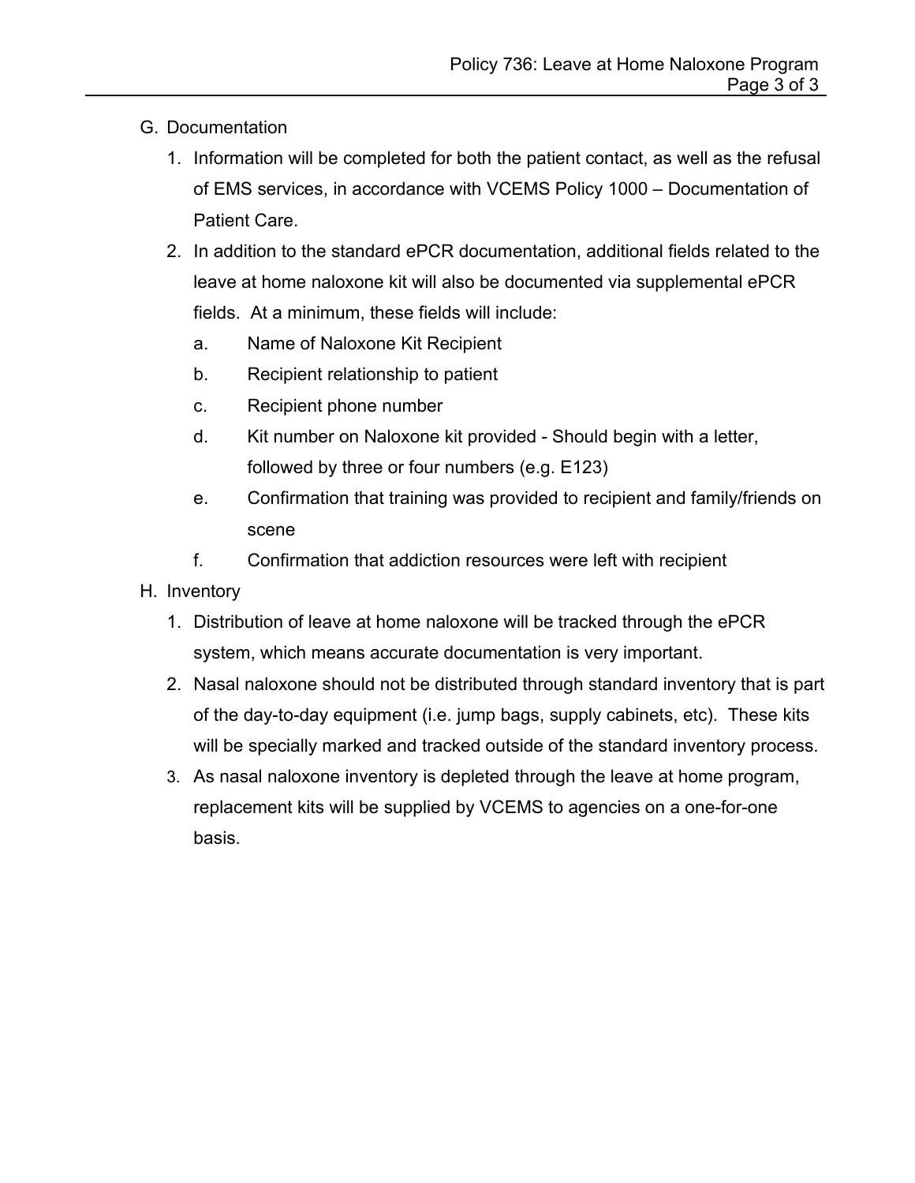G. Documentation

1. Information will be completed for both the patient contact, as well as the refusal of EMS services, in accordance with VCEMS Policy 1000 – Documentation of Patient Care.
2. In addition to the standard ePCR documentation, additional fields related to the leave at home naloxone kit will also be documented via supplemental ePCR fields. At a minimum, these fields will include:
   a. Name of Naloxone Kit Recipient
   b. Recipient relationship to patient
   c. Recipient phone number
   d. Kit number on Naloxone kit provided - Should begin with a letter, followed by three or four numbers (e.g. E123)
   e. Confirmation that training was provided to recipient and family/friends on scene
   f. Confirmation that addiction resources were left with recipient

H. Inventory

1. Distribution of leave at home naloxone will be tracked through the ePCR system, which means accurate documentation is very important.
2. Nasal naloxone should not be distributed through standard inventory that is part of the day-to-day equipment (i.e. jump bags, supply cabinets, etc). These kits will be specially marked and tracked outside of the standard inventory process.
3. As nasal naloxone inventory is depleted through the leave at home program, replacement kits will be supplied by VCEMS to agencies on a one-for-one basis.